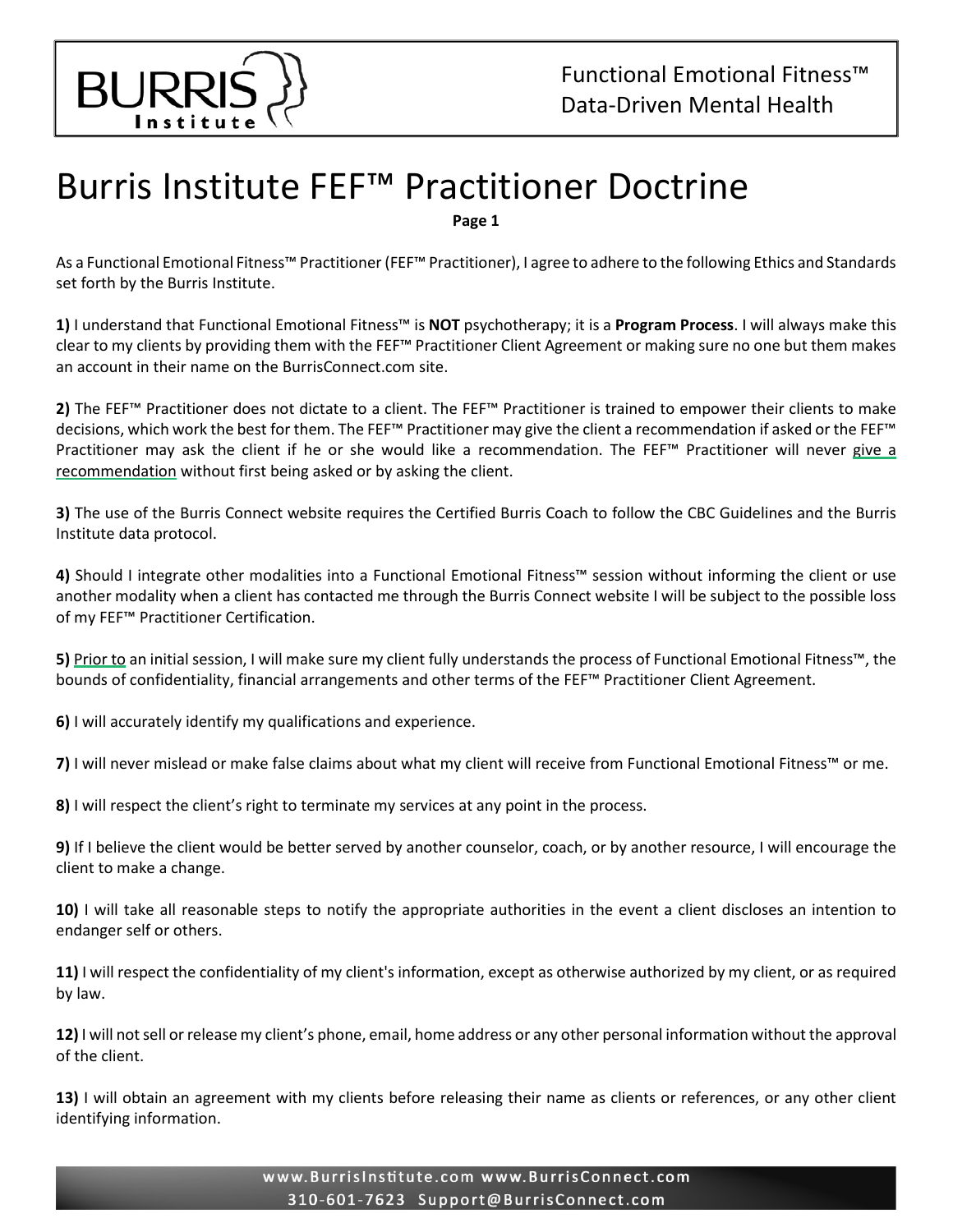# Burris Institute FEF™ Practitioner Doctrine

**Page 1**

As a Functional Emotional Fitness™ Practitioner (FEF™ Practitioner), I agree to adhere to the following Ethics and Standards set forth by the Burris Institute.

**1)** I understand that Functional Emotional Fitness™ is **NOT** psychotherapy; it is a **Program Process**. I will always make this clear to my clients by providing them with the FEF™ Practitioner Client Agreement or making sure no one but them makes an account in their name on the BurrisConnect.com site.

**2)** The FEF™ Practitioner does not dictate to a client. The FEF™ Practitioner is trained to empower their clients to make decisions, which work the best for them. The FEF™ Practitioner may give the client a recommendation if asked or the FEF™ Practitioner may ask the client if he or she would like a recommendation. The FEF™ Practitioner will never give a recommendation without first being asked or by asking the client.

**3)** The use of the Burris Connect website requires the Certified Burris Coach to follow the CBC Guidelines and the Burris Institute data protocol.

**4)** Should I integrate other modalities into a Functional Emotional Fitness™ session without informing the client or use another modality when a client has contacted me through the Burris Connect website I will be subject to the possible loss of my FEF™ Practitioner Certification.

**5)** Prior to an initial session, I will make sure my client fully understands the process of Functional Emotional Fitness™, the bounds of confidentiality, financial arrangements and other terms of the FEF™ Practitioner Client Agreement.

**6)** I will accurately identify my qualifications and experience.

**7)** I will never mislead or make false claims about what my client will receive from Functional Emotional Fitness™ or me.

**8)** I will respect the client's right to terminate my services at any point in the process.

**9)** If I believe the client would be better served by another counselor, coach, or by another resource, I will encourage the client to make a change.

**10)** I will take all reasonable steps to notify the appropriate authorities in the event a client discloses an intention to endanger self or others.

**11)** I will respect the confidentiality of my client's information, except as otherwise authorized by my client, or as required by law.

**12)** I will not sell or release my client's phone, email, home address or any other personal information without the approval of the client.

**13)** I will obtain an agreement with my clients before releasing their name as clients or references, or any other client identifying information.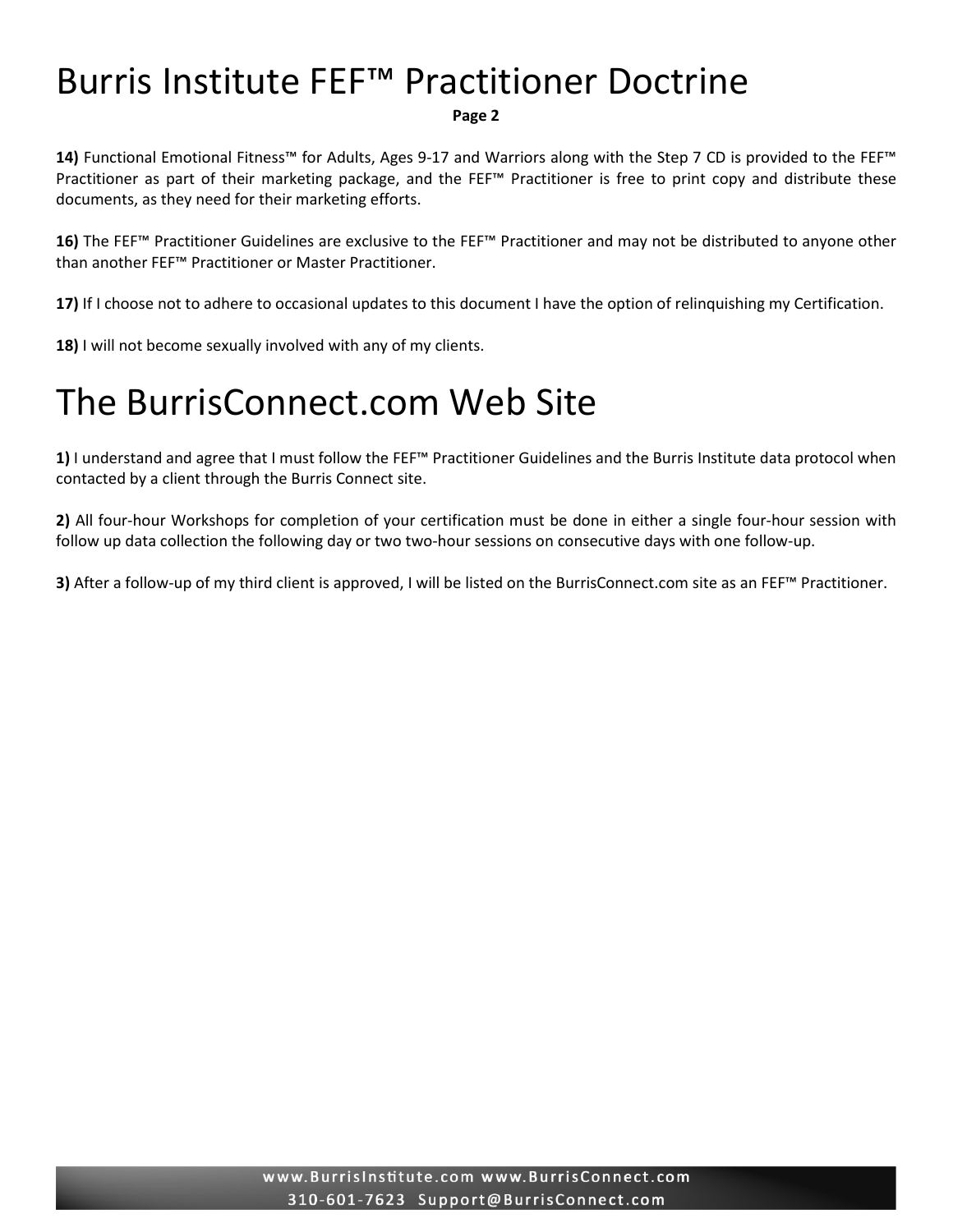# Burris Institute FEF™ Practitioner Doctrine

**Page 2**

**14)** Functional Emotional Fitness™ for Adults, Ages 9-17 and Warriors along with the Step 7 CD is provided to the FEF™ Practitioner as part of their marketing package, and the FEF™ Practitioner is free to print copy and distribute these documents, as they need for their marketing efforts.

**16)** The FEF™ Practitioner Guidelines are exclusive to the FEF™ Practitioner and may not be distributed to anyone other than another FEF™ Practitioner or Master Practitioner.

**17)** If I choose not to adhere to occasional updates to this document I have the option of relinquishing my Certification.

**18)** I will not become sexually involved with any of my clients.

# The BurrisConnect.com Web Site

**1)** I understand and agree that I must follow the FEF™ Practitioner Guidelines and the Burris Institute data protocol when contacted by a client through the Burris Connect site.

**2)** All four-hour Workshops for completion of your certification must be done in either a single four-hour session with follow up data collection the following day or two two-hour sessions on consecutive days with one follow-up.

**3)** After a follow-up of my third client is approved, I will be listed on the BurrisConnect.com site as an FEF™ Practitioner.